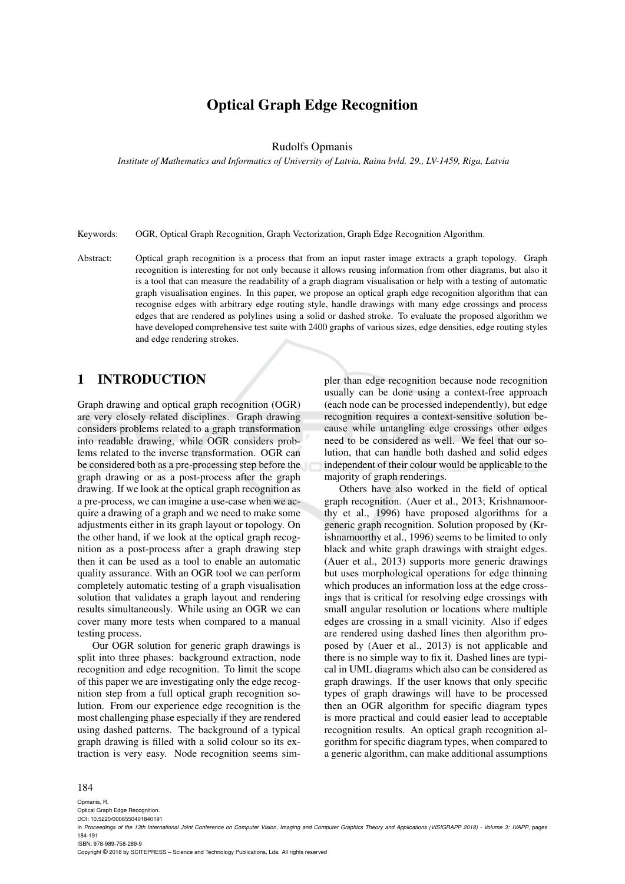# Optical Graph Edge Recognition

Rudolfs Opmanis

*Institute of Mathematics and Informatics of University of Latvia, Raina bvld. 29., LV-1459, Riga, Latvia*

Keywords: OGR, Optical Graph Recognition, Graph Vectorization, Graph Edge Recognition Algorithm.

Abstract: Optical graph recognition is a process that from an input raster image extracts a graph topology. Graph recognition is interesting for not only because it allows reusing information from other diagrams, but also it is a tool that can measure the readability of a graph diagram visualisation or help with a testing of automatic graph visualisation engines. In this paper, we propose an optical graph edge recognition algorithm that can recognise edges with arbitrary edge routing style, handle drawings with many edge crossings and process edges that are rendered as polylines using a solid or dashed stroke. To evaluate the proposed algorithm we have developed comprehensive test suite with 2400 graphs of various sizes, edge densities, edge routing styles and edge rendering strokes.

## 1 INTRODUCTION

Graph drawing and optical graph recognition (OGR) are very closely related disciplines. Graph drawing considers problems related to a graph transformation into readable drawing, while OGR considers problems related to the inverse transformation. OGR can be considered both as a pre-processing step before the graph drawing or as a post-process after the graph drawing. If we look at the optical graph recognition as a pre-process, we can imagine a use-case when we acquire a drawing of a graph and we need to make some adjustments either in its graph layout or topology. On the other hand, if we look at the optical graph recognition as a post-process after a graph drawing step then it can be used as a tool to enable an automatic quality assurance. With an OGR tool we can perform completely automatic testing of a graph visualisation solution that validates a graph layout and rendering results simultaneously. While using an OGR we can cover many more tests when compared to a manual testing process.

Our OGR solution for generic graph drawings is split into three phases: background extraction, node recognition and edge recognition. To limit the scope of this paper we are investigating only the edge recognition step from a full optical graph recognition solution. From our experience edge recognition is the most challenging phase especially if they are rendered using dashed patterns. The background of a typical graph drawing is filled with a solid colour so its extraction is very easy. Node recognition seems simpler than edge recognition because node recognition usually can be done using a context-free approach (each node can be processed independently), but edge recognition requires a context-sensitive solution because while untangling edge crossings other edges need to be considered as well. We feel that our solution, that can handle both dashed and solid edges independent of their colour would be applicable to the majority of graph renderings.

Others have also worked in the field of optical graph recognition. (Auer et al., 2013; Krishnamoorthy et al., 1996) have proposed algorithms for a generic graph recognition. Solution proposed by (Krishnamoorthy et al., 1996) seems to be limited to only black and white graph drawings with straight edges. (Auer et al., 2013) supports more generic drawings but uses morphological operations for edge thinning which produces an information loss at the edge crossings that is critical for resolving edge crossings with small angular resolution or locations where multiple edges are crossing in a small vicinity. Also if edges are rendered using dashed lines then algorithm proposed by (Auer et al., 2013) is not applicable and there is no simple way to fix it. Dashed lines are typical in UML diagrams which also can be considered as graph drawings. If the user knows that only specific types of graph drawings will have to be processed then an OGR algorithm for specific diagram types is more practical and could easier lead to acceptable recognition results. An optical graph recognition algorithm for specific diagram types, when compared to a generic algorithm, can make additional assumptions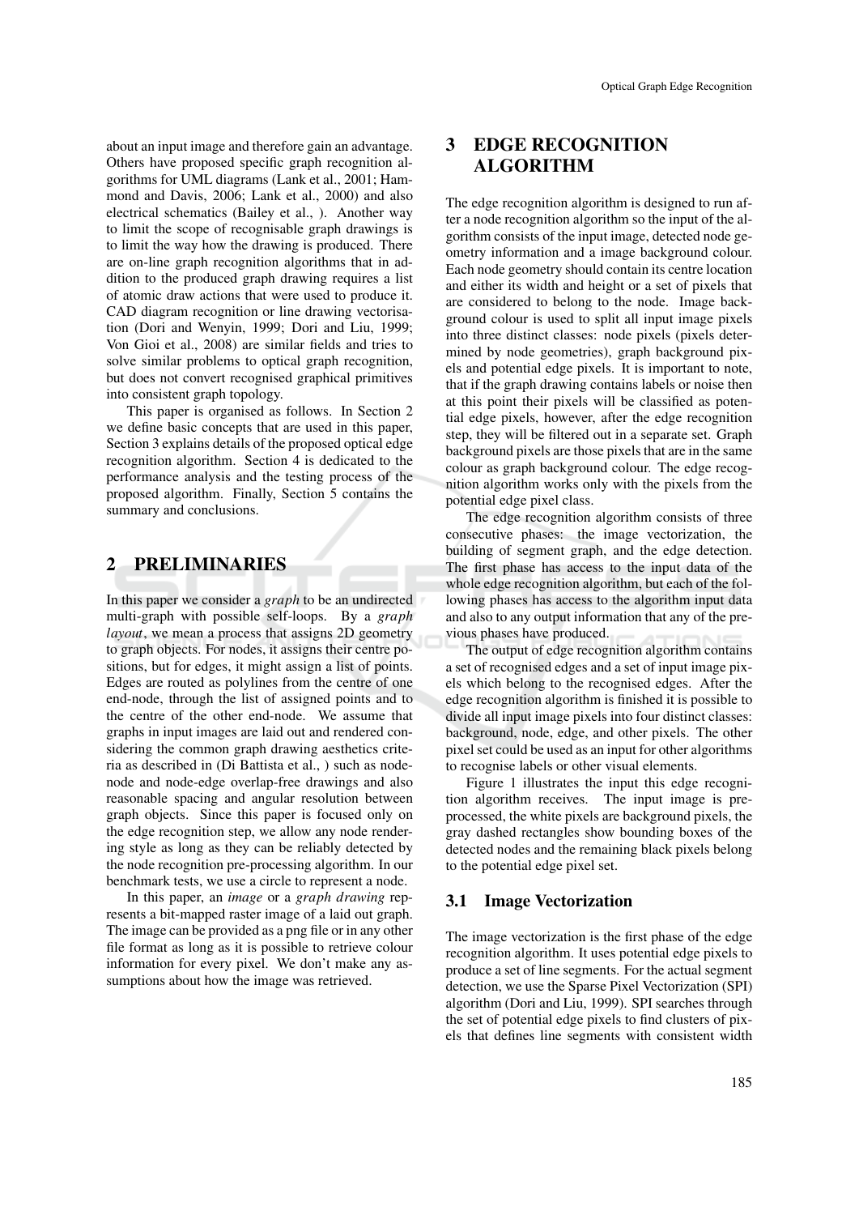about an input image and therefore gain an advantage. Others have proposed specific graph recognition algorithms for UML diagrams (Lank et al., 2001; Hammond and Davis, 2006; Lank et al., 2000) and also electrical schematics (Bailey et al., ). Another way to limit the scope of recognisable graph drawings is to limit the way how the drawing is produced. There are on-line graph recognition algorithms that in addition to the produced graph drawing requires a list of atomic draw actions that were used to produce it. CAD diagram recognition or line drawing vectorisation (Dori and Wenyin, 1999; Dori and Liu, 1999; Von Gioi et al., 2008) are similar fields and tries to solve similar problems to optical graph recognition, but does not convert recognised graphical primitives into consistent graph topology.

This paper is organised as follows. In Section 2 we define basic concepts that are used in this paper, Section 3 explains details of the proposed optical edge recognition algorithm. Section 4 is dedicated to the performance analysis and the testing process of the proposed algorithm. Finally, Section 5 contains the summary and conclusions.

## 2 PRELIMINARIES

In this paper we consider a *graph* to be an undirected multi-graph with possible self-loops. By a *graph layout*, we mean a process that assigns 2D geometry to graph objects. For nodes, it assigns their centre positions, but for edges, it might assign a list of points. Edges are routed as polylines from the centre of one end-node, through the list of assigned points and to the centre of the other end-node. We assume that graphs in input images are laid out and rendered considering the common graph drawing aesthetics criteria as described in (Di Battista et al., ) such as node-node and node-edge overlap-free drawings and also reasonable spacing and angular resolution between graph objects. Since this paper is focused only on the edge recognition step, we allow any node rendering style as long as they can be reliably detected by the node recognition pre-processing algorithm. In our benchmark tests, we use a circle to represent a node.

In this paper, an *image* or a *graph drawing* represents a bit-mapped raster image of a laid out graph. The image can be provided as a png file or in any other file format as long as it is possible to retrieve colour information for every pixel. We don't make any assumptions about how the image was retrieved.

## 3 EDGE RECOGNITION ALGORITHM

The edge recognition algorithm is designed to run after a node recognition algorithm so the input of the algorithm consists of the input image, detected node geometry information and a image background colour. Each node geometry should contain its centre location and either its width and height or a set of pixels that are considered to belong to the node. Image background colour is used to split all input image pixels into three distinct classes: node pixels (pixels determined by node geometries), graph background pixels and potential edge pixels. It is important to note, that if the graph drawing contains labels or noise then at this point their pixels will be classified as potential edge pixels, however, after the edge recognition step, they will be filtered out in a separate set. Graph background pixels are those pixels that are in the same colour as graph background colour. The edge recognition algorithm works only with the pixels from the potential edge pixel class.

The edge recognition algorithm consists of three consecutive phases: the image vectorization, the building of segment graph, and the edge detection. The first phase has access to the input data of the whole edge recognition algorithm, but each of the following phases has access to the algorithm input data and also to any output information that any of the previous phases have produced.

The output of edge recognition algorithm contains a set of recognised edges and a set of input image pixels which belong to the recognised edges. After the edge recognition algorithm is finished it is possible to divide all input image pixels into four distinct classes: background, node, edge, and other pixels. The other pixel set could be used as an input for other algorithms to recognise labels or other visual elements.

Figure 1 illustrates the input this edge recognition algorithm receives. The input image is preprocessed, the white pixels are background pixels, the gray dashed rectangles show bounding boxes of the detected nodes and the remaining black pixels belong to the potential edge pixel set.

### 3.1 Image Vectorization

The image vectorization is the first phase of the edge recognition algorithm. It uses potential edge pixels to produce a set of line segments. For the actual segment detection, we use the Sparse Pixel Vectorization (SPI) algorithm (Dori and Liu, 1999). SPI searches through the set of potential edge pixels to find clusters of pixels that defines line segments with consistent width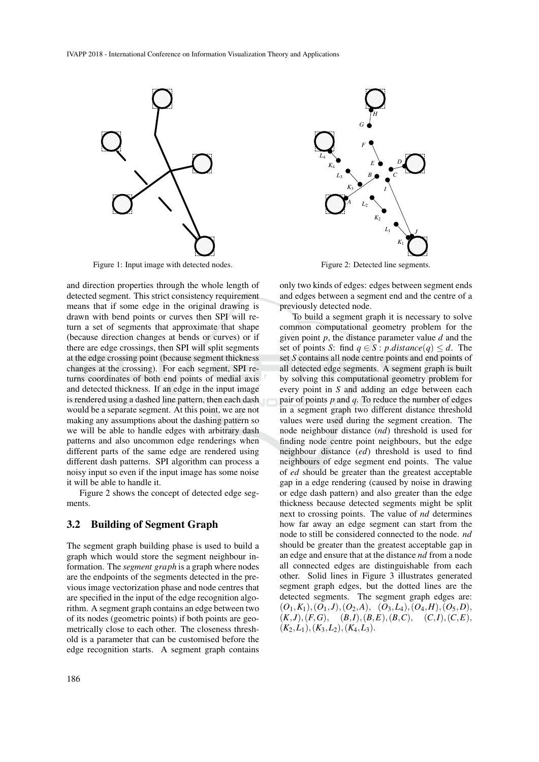Figure 1: Input image with detected nodes.

Figure 2: Detected line segments.

and direction properties through the whole length of detected segment. This strict consistency requirement means that if some edge in the original drawing is drawn with bend points or curves then SPI will return a set of segments that approximate that shape (because direction changes at bends or curves) or if there are edge crossings, then SPI will split segments at the edge crossing point (because segment thickness changes at the crossing). For each segment, SPI returns coordinates of both end points of medial axis and detected thickness. If an edge in the input image is rendered using a dashed line pattern, then each dash would be a separate segment. At this point, we are not making any assumptions about the dashing pattern so we will be able to handle edges with arbitrary dash patterns and also uncommon edge renderings when different parts of the same edge are rendered using different dash patterns. SPI algorithm can process a noisy input so even if the input image has some noise it will be able to handle it.

Figure 2 shows the concept of detected edge segments.

## 3.2 Building of Segment Graph

The segment graph building phase is used to build a graph which would store the segment neighbour information. The *segment graph* is a graph where nodes are the endpoints of the segments detected in the previous image vectorization phase and node centres that are specified in the input of the edge recognition algorithm. A segment graph contains an edge between two of its nodes (geometric points) if both points are geometrically close to each other. The closeness threshold is a parameter that can be customised before the edge recognition starts. A segment graph contains only two kinds of edges: edges between segment ends and edges between a segment end and the centre of a previously detected node.

To build a segment graph it is necessary to solve common computational geometry problem for the given point $p$, the distance parameter value $d$ and the set of points $S$: find $q \in S : p.distance(q) \leq d$. The set $S$ contains all node centre points and end points of all detected edge segments. A segment graph is built by solving this computational geometry problem for every point in $S$ and adding an edge between each pair of points $p$ and $q$. To reduce the number of edges in a segment graph two different distance threshold values were used during the segment creation. The node neighbour distance (*nd*) threshold is used for finding node centre point neighbours, but the edge neighbour distance (*ed*) threshold is used to find neighbours of edge segment end points. The value of *ed* should be greater than the greatest acceptable gap in a edge rendering (caused by noise in drawing or edge dash pattern) and also greater than the edge thickness because detected segments might be split next to crossing points. The value of *nd* determines how far away an edge segment can start from the node to still be considered connected to the node. *nd* should be greater than the greatest acceptable gap in an edge and ensure that at the distance *nd* from a node all connected edges are distinguishable from each other. Solid lines in Figure 3 illustrates generated segment graph edges, but the dotted lines are the detected segments. The segment graph edges are: $(O_1,K_1),(O_1,J),(O_2,A)$, $(O_3,L_4),(O_4,H),(O_5,D)$, $(K,J),(F,G)$, $(B,I),(B,E),(B,C)$, $(C,I),(C,E)$, $(K_2,L_1),(K_3,L_2),(K_4,L_3)$.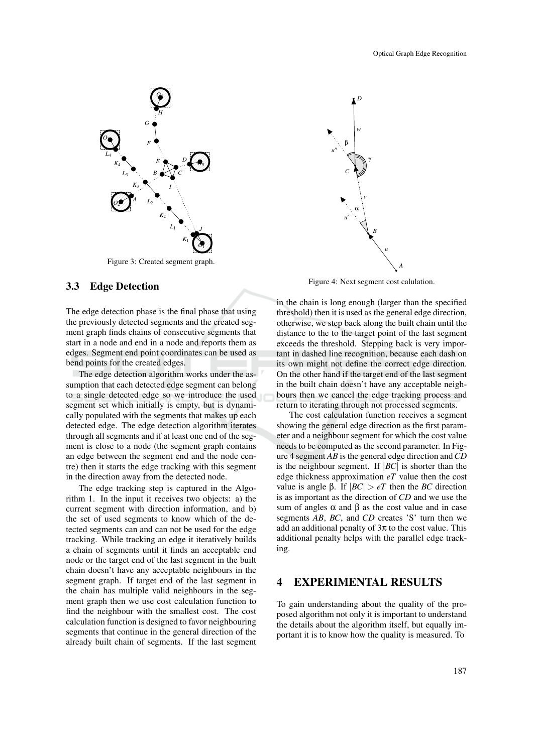Figure 3: Created segment graph.

Figure 4: Next segment cost calulation.

### 3.3 Edge Detection

The edge detection phase is the final phase that using the previously detected segments and the created segment graph finds chains of consecutive segments that start in a node and end in a node and reports them as edges. Segment end point coordinates can be used as bend points for the created edges.

The edge detection algorithm works under the assumption that each detected edge segment can belong to a single detected edge so we introduce the used segment set which initially is empty, but is dynamically populated with the segments that makes up each detected edge. The edge detection algorithm iterates through all segments and if at least one end of the segment is close to a node (the segment graph contains an edge between the segment end and the node centre) then it starts the edge tracking with this segment in the direction away from the detected node.

The edge tracking step is captured in the Algorithm 1. In the input it receives two objects: a) the current segment with direction information, and b) the set of used segments to know which of the detected segments can and can not be used for the edge tracking. While tracking an edge it iteratively builds a chain of segments until it finds an acceptable end node or the target end of the last segment in the built chain doesn't have any acceptable neighbours in the segment graph. If target end of the last segment in the chain has multiple valid neighbours in the segment graph then we use cost calculation function to find the neighbour with the smallest cost. The cost calculation function is designed to favor neighbouring segments that continue in the general direction of the already built chain of segments. If the last segment in the chain is long enough (larger than the specified threshold) then it is used as the general edge direction, otherwise, we step back along the built chain until the distance to the to the target point of the last segment exceeds the threshold. Stepping back is very important in dashed line recognition, because each dash on its own might not define the correct edge direction. On the other hand if the target end of the last segment in the built chain doesn't have any acceptable neighbours then we cancel the edge tracking process and return to iterating through not processed segments.

The cost calculation function receives a segment showing the general edge direction as the first parameter and a neighbour segment for which the cost value needs to be computed as the second parameter. In Figure 4 segment *AB* is the general edge direction and *CD* is the neighbour segment. If $|BC|$ is shorter than the edge thickness approximation $eT$ value then the cost value is angle $\beta$. If $|BC| > eT$ then the *BC* direction is as important as the direction of *CD* and we use the sum of angles $\alpha$ and $\beta$ as the cost value and in case segments *AB*, *BC*, and *CD* creates 'S' turn then we add an additional penalty of $3\pi$ to the cost value. This additional penalty helps with the parallel edge tracking.

## 4 EXPERIMENTAL RESULTS

To gain understanding about the quality of the proposed algorithm not only it is important to understand the details about the algorithm itself, but equally important it is to know how the quality is measured. To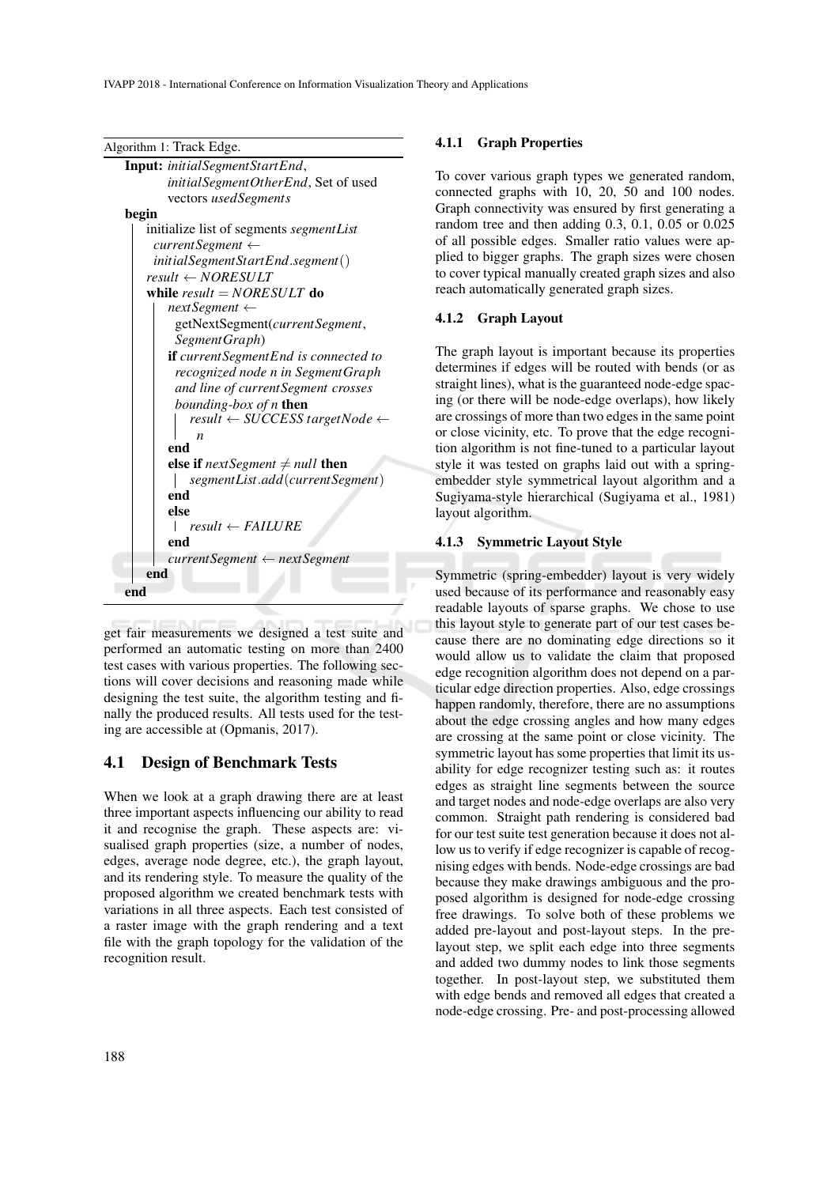Algorithm 1: Track Edge.

```
Input: initialSegmentStartEnd,
       initialSegmentOtherEnd, Set of used
       vectors usedSegments
begin
    initialize list of segments segmentList
    currentSegment ←
     initialSegmentStartEnd.segment()
    result ← NORESULT
    while result = NORESULT do
        nextSegment ←
         getNextSegment(currentSegment,
         SegmentGraph)
        if currentSegmentEnd is connected to
         recognized node n in SegmentGraph
         and line of currentSegment crosses
         bounding-box of n then
            result ← SUCCESS targetNode ←
             n
        end
        else if nextSegment ≠ null then
            segmentList.add(currentSegment)
        end
        else
            result ← FAILURE
        end
        currentSegment ← nextSegment
    end
end
```

get fair measurements we designed a test suite and performed an automatic testing on more than 2400 test cases with various properties. The following sections will cover decisions and reasoning made while designing the test suite, the algorithm testing and finally the produced results. All tests used for the testing are accessible at (Opmanis, 2017).

## 4.1 Design of Benchmark Tests

When we look at a graph drawing there are at least three important aspects influencing our ability to read it and recognise the graph. These aspects are: visualised graph properties (size, a number of nodes, edges, average node degree, etc.), the graph layout, and its rendering style. To measure the quality of the proposed algorithm we created benchmark tests with variations in all three aspects. Each test consisted of a raster image with the graph rendering and a text file with the graph topology for the validation of the recognition result.

### 4.1.1 Graph Properties

To cover various graph types we generated random, connected graphs with 10, 20, 50 and 100 nodes. Graph connectivity was ensured by first generating a random tree and then adding 0.3, 0.1, 0.05 or 0.025 of all possible edges. Smaller ratio values were applied to bigger graphs. The graph sizes were chosen to cover typical manually created graph sizes and also reach automatically generated graph sizes.

### 4.1.2 Graph Layout

The graph layout is important because its properties determines if edges will be routed with bends (or as straight lines), what is the guaranteed node-edge spacing (or there will be node-edge overlaps), how likely are crossings of more than two edges in the same point or close vicinity, etc. To prove that the edge recognition algorithm is not fine-tuned to a particular layout style it was tested on graphs laid out with a spring-embedder style symmetrical layout algorithm and a Sugiyama-style hierarchical (Sugiyama et al., 1981) layout algorithm.

### 4.1.3 Symmetric Layout Style

Symmetric (spring-embedder) layout is very widely used because of its performance and reasonably easy readable layouts of sparse graphs. We chose to use this layout style to generate part of our test cases because there are no dominating edge directions so it would allow us to validate the claim that proposed edge recognition algorithm does not depend on a particular edge direction properties. Also, edge crossings happen randomly, therefore, there are no assumptions about the edge crossing angles and how many edges are crossing at the same point or close vicinity. The symmetric layout has some properties that limit its usability for edge recognizer testing such as: it routes edges as straight line segments between the source and target nodes and node-edge overlaps are also very common. Straight path rendering is considered bad for our test suite test generation because it does not allow us to verify if edge recognizer is capable of recognising edges with bends. Node-edge crossings are bad because they make drawings ambiguous and the proposed algorithm is designed for node-edge crossing free drawings. To solve both of these problems we added pre-layout and post-layout steps. In the pre-layout step, we split each edge into three segments and added two dummy nodes to link those segments together. In post-layout step, we substituted them with edge bends and removed all edges that created a node-edge crossing. Pre- and post-processing allowed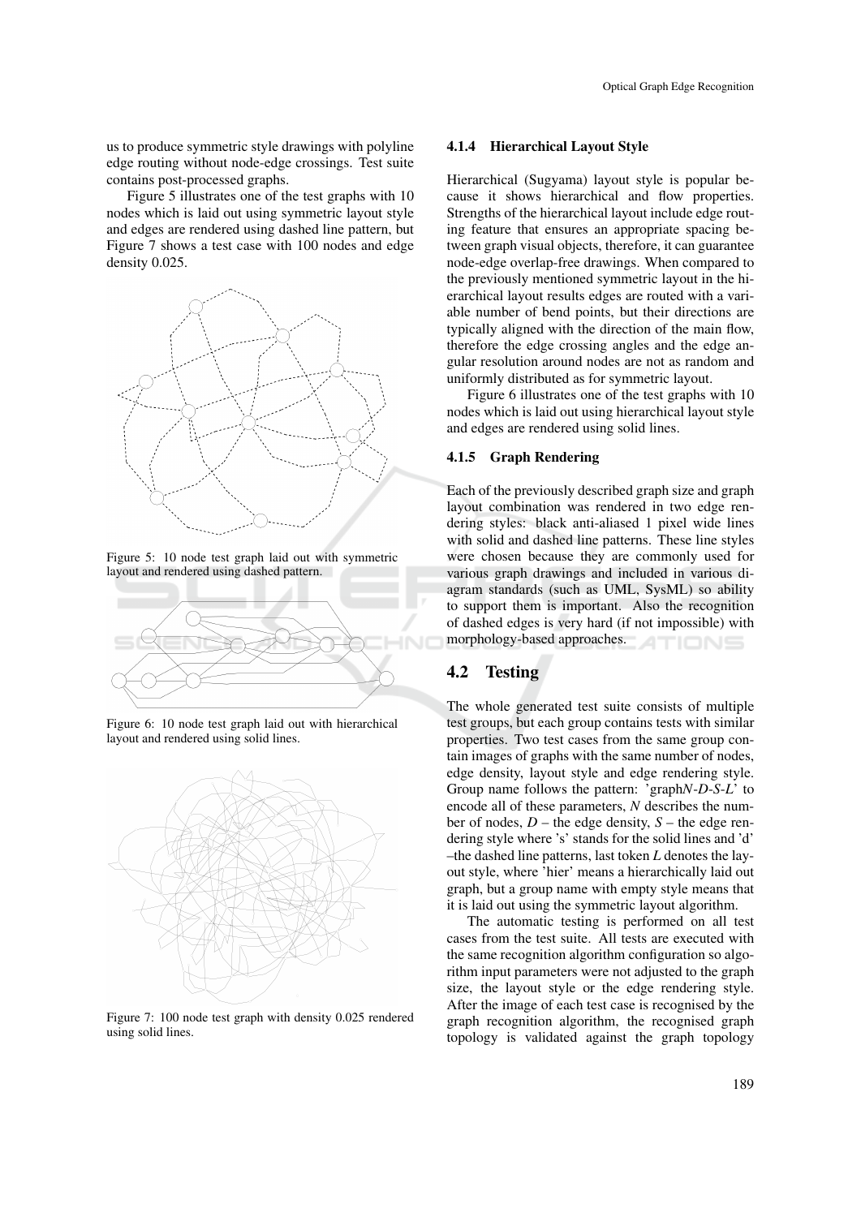us to produce symmetric style drawings with polyline edge routing without node-edge crossings. Test suite contains post-processed graphs.

Figure 5 illustrates one of the test graphs with 10 nodes which is laid out using symmetric layout style and edges are rendered using dashed line pattern, but Figure 7 shows a test case with 100 nodes and edge density 0.025.

Figure 5: 10 node test graph laid out with symmetric layout and rendered using dashed pattern.

Figure 6: 10 node test graph laid out with hierarchical layout and rendered using solid lines.

Figure 7: 100 node test graph with density 0.025 rendered using solid lines.

#### 4.1.4 Hierarchical Layout Style

Hierarchical (Sugyama) layout style is popular because it shows hierarchical and flow properties. Strengths of the hierarchical layout include edge routing feature that ensures an appropriate spacing between graph visual objects, therefore, it can guarantee node-edge overlap-free drawings. When compared to the previously mentioned symmetric layout in the hierarchical layout results edges are routed with a variable number of bend points, but their directions are typically aligned with the direction of the main flow, therefore the edge crossing angles and the edge angular resolution around nodes are not as random and uniformly distributed as for symmetric layout.

Figure 6 illustrates one of the test graphs with 10 nodes which is laid out using hierarchical layout style and edges are rendered using solid lines.

#### 4.1.5 Graph Rendering

Each of the previously described graph size and graph layout combination was rendered in two edge rendering styles: black anti-aliased 1 pixel wide lines with solid and dashed line patterns. These line styles were chosen because they are commonly used for various graph drawings and included in various diagram standards (such as UML, SysML) so ability to support them is important. Also the recognition of dashed edges is very hard (if not impossible) with morphology-based approaches.

## 4.2 Testing

The whole generated test suite consists of multiple test groups, but each group contains tests with similar properties. Two test cases from the same group contain images of graphs with the same number of nodes, edge density, layout style and edge rendering style. Group name follows the pattern: 'graph*N-D-S-L*' to encode all of these parameters, *N* describes the number of nodes, *D* – the edge density, *S* – the edge rendering style where 's' stands for the solid lines and 'd' –the dashed line patterns, last token *L* denotes the layout style, where 'hier' means a hierarchically laid out graph, but a group name with empty style means that it is laid out using the symmetric layout algorithm.

The automatic testing is performed on all test cases from the test suite. All tests are executed with the same recognition algorithm configuration so algorithm input parameters were not adjusted to the graph size, the layout style or the edge rendering style. After the image of each test case is recognised by the graph recognition algorithm, the recognised graph topology is validated against the graph topology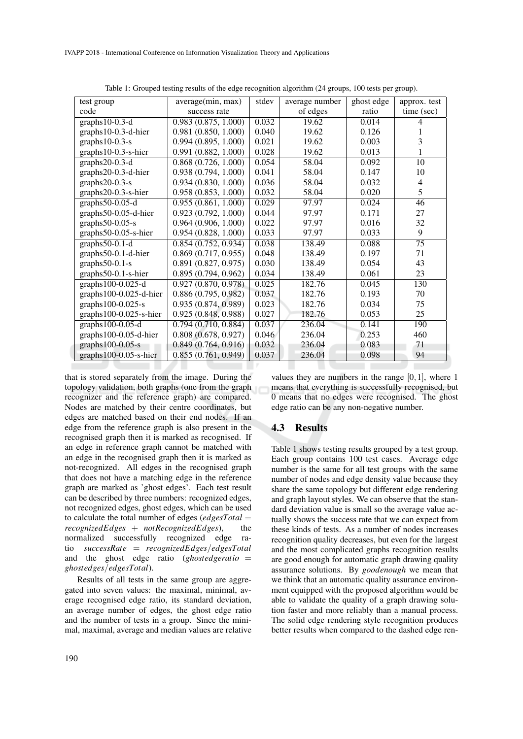Table 1: Grouped testing results of the edge recognition algorithm (24 groups, 100 tests per group).

| test group code | average(min, max) success rate | stdev | average number of edges | ghost edge ratio | approx. test time (sec) |
|---|---|---|---|---|---|
| graphs10-0.3-d | 0.983 (0.875, 1.000) | 0.032 | 19.62 | 0.014 | 4 |
| graphs10-0.3-d-hier | 0.981 (0.850, 1.000) | 0.040 | 19.62 | 0.126 | 1 |
| graphs10-0.3-s | 0.994 (0.895, 1.000) | 0.021 | 19.62 | 0.003 | 3 |
| graphs10-0.3-s-hier | 0.991 (0.882, 1.000) | 0.028 | 19.62 | 0.013 | 1 |
| graphs20-0.3-d | 0.868 (0.726, 1.000) | 0.054 | 58.04 | 0.092 | 10 |
| graphs20-0.3-d-hier | 0.938 (0.794, 1.000) | 0.041 | 58.04 | 0.147 | 10 |
| graphs20-0.3-s | 0.934 (0.830, 1.000) | 0.036 | 58.04 | 0.032 | 4 |
| graphs20-0.3-s-hier | 0.958 (0.853, 1.000) | 0.032 | 58.04 | 0.020 | 5 |
| graphs50-0.05-d | 0.955 (0.861, 1.000) | 0.029 | 97.97 | 0.024 | 46 |
| graphs50-0.05-d-hier | 0.923 (0.792, 1.000) | 0.044 | 97.97 | 0.171 | 27 |
| graphs50-0.05-s | 0.964 (0.906, 1.000) | 0.022 | 97.97 | 0.016 | 32 |
| graphs50-0.05-s-hier | 0.954 (0.828, 1.000) | 0.033 | 97.97 | 0.033 | 9 |
| graphs50-0.1-d | 0.854 (0.752, 0.934) | 0.038 | 138.49 | 0.088 | 75 |
| graphs50-0.1-d-hier | 0.869 (0.717, 0.955) | 0.048 | 138.49 | 0.197 | 71 |
| graphs50-0.1-s | 0.891 (0.827, 0.975) | 0.030 | 138.49 | 0.054 | 43 |
| graphs50-0.1-s-hier | 0.895 (0.794, 0.962) | 0.034 | 138.49 | 0.061 | 23 |
| graphs100-0.025-d | 0.927 (0.870, 0.978) | 0.025 | 182.76 | 0.045 | 130 |
| graphs100-0.025-d-hier | 0.886 (0.795, 0.982) | 0.037 | 182.76 | 0.193 | 70 |
| graphs100-0.025-s | 0.935 (0.874, 0.989) | 0.023 | 182.76 | 0.034 | 75 |
| graphs100-0.025-s-hier | 0.925 (0.848, 0.988) | 0.027 | 182.76 | 0.053 | 25 |
| graphs100-0.05-d | 0.794 (0.710, 0.884) | 0.037 | 236.04 | 0.141 | 190 |
| graphs100-0.05-d-hier | 0.808 (0.678, 0.927) | 0.046 | 236.04 | 0.253 | 460 |
| graphs100-0.05-s | 0.849 (0.764, 0.916) | 0.032 | 236.04 | 0.083 | 71 |
| graphs100-0.05-s-hier | 0.855 (0.761, 0.949) | 0.037 | 236.04 | 0.098 | 94 |

that is stored separately from the image. During the topology validation, both graphs (one from the graph recognizer and the reference graph) are compared. Nodes are matched by their centre coordinates, but edges are matched based on their end nodes. If an edge from the reference graph is also present in the recognised graph then it is marked as recognised. If an edge in reference graph cannot be matched with an edge in the recognised graph then it is marked as not-recognized. All edges in the recognised graph that does not have a matching edge in the reference graph are marked as 'ghost edges'. Each test result can be described by three numbers: recognized edges, not recognized edges, ghost edges, which can be used to calculate the total number of edges ($edgesTotal = recognizedEdges + notRecognizedEdges$), the normalized successfully recognized edge ratio $successRate = recognizedEdges/edgesTotal$ and the ghost edge ratio ($ghostedgeratio = ghostedges/edgesTotal$).

Results of all tests in the same group are aggregated into seven values: the maximal, minimal, average recognised edge ratio, its standard deviation, an average number of edges, the ghost edge ratio and the number of tests in a group. Since the minimal, maximal, average and median values are relative values they are numbers in the range $[0,1]$, where 1 means that everything is successfully recognised, but 0 means that no edges were recognised. The ghost edge ratio can be any non-negative number.

### 4.3 Results

Table 1 shows testing results grouped by a test group. Each group contains 100 test cases. Average edge number is the same for all test groups with the same number of nodes and edge density value because they share the same topology but different edge rendering and graph layout styles. We can observe that the standard deviation value is small so the average value actually shows the success rate that we can expect from these kinds of tests. As a number of nodes increases recognition quality decreases, but even for the largest and the most complicated graphs recognition results are good enough for automatic graph drawing quality assurance solutions. By *goodenough* we mean that we think that an automatic quality assurance environment equipped with the proposed algorithm would be able to validate the quality of a graph drawing solution faster and more reliably than a manual process. The solid edge rendering style recognition produces better results when compared to the dashed edge ren-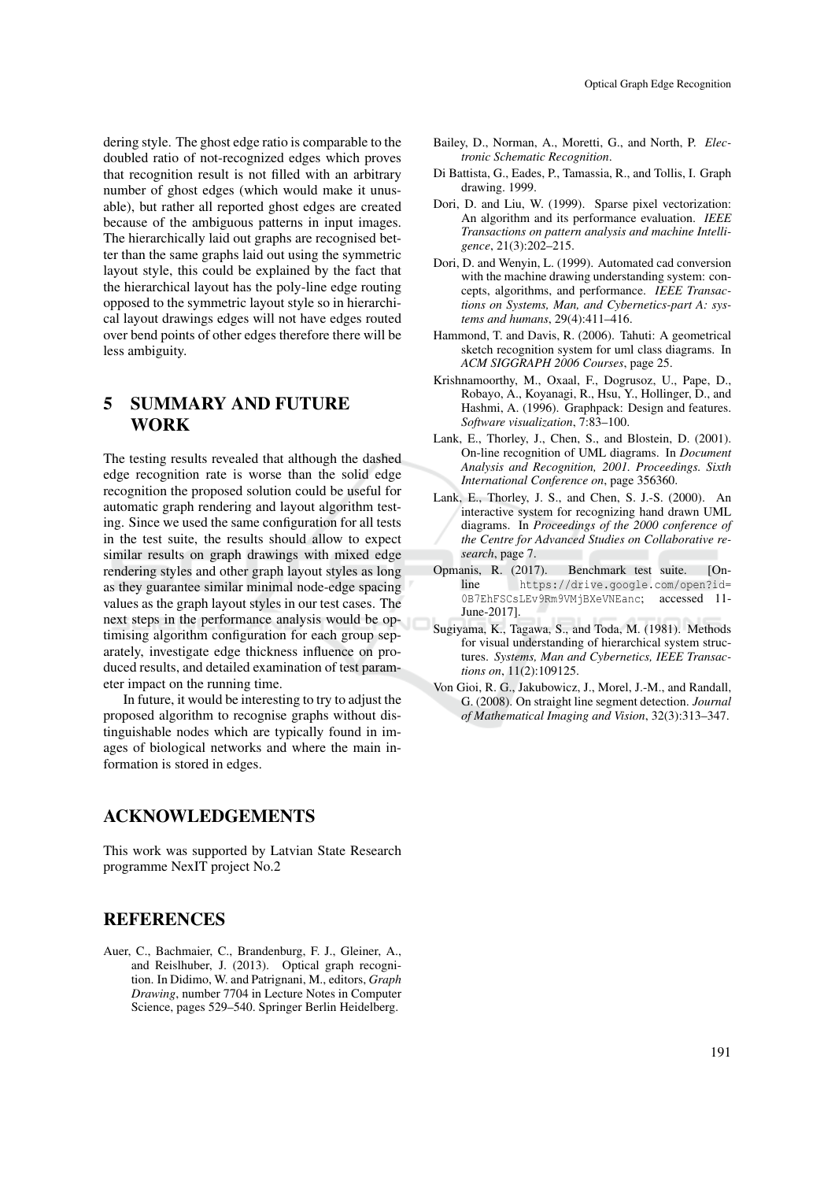dering style. The ghost edge ratio is comparable to the doubled ratio of not-recognized edges which proves that recognition result is not filled with an arbitrary number of ghost edges (which would make it unusable), but rather all reported ghost edges are created because of the ambiguous patterns in input images. The hierarchically laid out graphs are recognised better than the same graphs laid out using the symmetric layout style, this could be explained by the fact that the hierarchical layout has the poly-line edge routing opposed to the symmetric layout style so in hierarchical layout drawings edges will not have edges routed over bend points of other edges therefore there will be less ambiguity.

## 5 SUMMARY AND FUTURE WORK

The testing results revealed that although the dashed edge recognition rate is worse than the solid edge recognition the proposed solution could be useful for automatic graph rendering and layout algorithm testing. Since we used the same configuration for all tests in the test suite, the results should allow to expect similar results on graph drawings with mixed edge rendering styles and other graph layout styles as long as they guarantee similar minimal node-edge spacing values as the graph layout styles in our test cases. The next steps in the performance analysis would be optimising algorithm configuration for each group separately, investigate edge thickness influence on produced results, and detailed examination of test parameter impact on the running time.

In future, it would be interesting to try to adjust the proposed algorithm to recognise graphs without distinguishable nodes which are typically found in images of biological networks and where the main information is stored in edges.

## ACKNOWLEDGEMENTS

This work was supported by Latvian State Research programme NexIT project No.2

## REFERENCES

Auer, C., Bachmaier, C., Brandenburg, F. J., Gleiner, A., and Reislhuber, J. (2013). Optical graph recognition. In Didimo, W. and Patrignani, M., editors, *Graph Drawing*, number 7704 in Lecture Notes in Computer Science, pages 529–540. Springer Berlin Heidelberg.

Bailey, D., Norman, A., Moretti, G., and North, P. *Electronic Schematic Recognition*.

Di Battista, G., Eades, P., Tamassia, R., and Tollis, I. Graph drawing. 1999.

Dori, D. and Liu, W. (1999). Sparse pixel vectorization: An algorithm and its performance evaluation. *IEEE Transactions on pattern analysis and machine Intelligence*, 21(3):202–215.

Dori, D. and Wenyin, L. (1999). Automated cad conversion with the machine drawing understanding system: concepts, algorithms, and performance. *IEEE Transactions on Systems, Man, and Cybernetics-part A: systems and humans*, 29(4):411–416.

Hammond, T. and Davis, R. (2006). Tahuti: A geometrical sketch recognition system for uml class diagrams. In *ACM SIGGRAPH 2006 Courses*, page 25.

Krishnamoorthy, M., Oxaal, F., Dogrusoz, U., Pape, D., Robayo, A., Koyanagi, R., Hsu, Y., Hollinger, D., and Hashmi, A. (1996). Graphpack: Design and features. *Software visualization*, 7:83–100.

Lank, E., Thorley, J., Chen, S., and Blostein, D. (2001). On-line recognition of UML diagrams. In *Document Analysis and Recognition, 2001. Proceedings. Sixth International Conference on*, page 356360.

Lank, E., Thorley, J. S., and Chen, S. J.-S. (2000). An interactive system for recognizing hand drawn UML diagrams. In *Proceedings of the 2000 conference of the Centre for Advanced Studies on Collaborative research*, page 7.

Opmanis, R. (2017). Benchmark test suite. [Online https://drive.google.com/open?id=0B7EhFSCsLEv9Rm9VMjBXeVNEanc; accessed 11-June-2017].

Sugiyama, K., Tagawa, S., and Toda, M. (1981). Methods for visual understanding of hierarchical system structures. *Systems, Man and Cybernetics, IEEE Transactions on*, 11(2):109125.

Von Gioi, R. G., Jakubowicz, J., Morel, J.-M., and Randall, G. (2008). On straight line segment detection. *Journal of Mathematical Imaging and Vision*, 32(3):313–347.